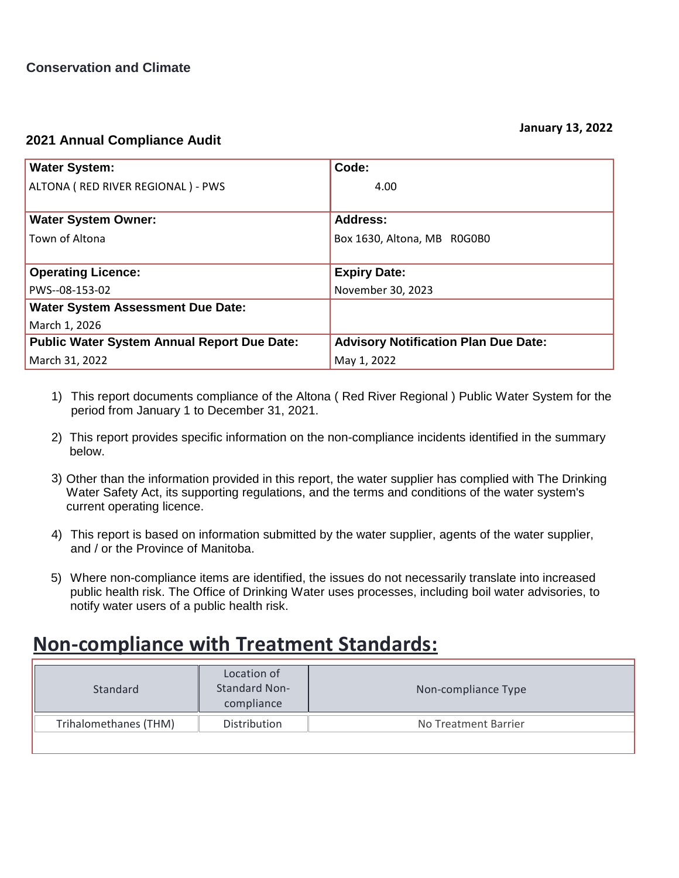**Conservation and Climate**

**January 13, 2022**

## 2021 Annual Compliance Audit

| **Water System:**<br>ALTONA ( RED RIVER REGIONAL ) - PWS | **Code:**<br>4.00 |
|---|---|
| **Water System Owner:**<br>Town of Altona | **Address:**<br>Box 1630, Altona, MB R0G0B0 |
| **Operating Licence:**<br>PWS--08-153-02 | **Expiry Date:**<br>November 30, 2023 |
| **Water System Assessment Due Date:**<br>March 1, 2026 | |
| **Public Water System Annual Report Due Date:**<br>March 31, 2022 | **Advisory Notification Plan Due Date:**<br>May 1, 2022 |

1) This report documents compliance of the Altona ( Red River Regional ) Public Water System for the period from January 1 to December 31, 2021.

2) This report provides specific information on the non-compliance incidents identified in the summary below.

3) Other than the information provided in this report, the water supplier has complied with The Drinking Water Safety Act, its supporting regulations, and the terms and conditions of the water system's current operating licence.

4) This report is based on information submitted by the water supplier, agents of the water supplier, and / or the Province of Manitoba.

5) Where non-compliance items are identified, the issues do not necessarily translate into increased public health risk. The Office of Drinking Water uses processes, including boil water advisories, to notify water users of a public health risk.

## Non-compliance with Treatment Standards:

| Standard | Location of Standard Non-compliance | Non-compliance Type |
|---|---|---|
| Trihalomethanes (THM) | Distribution | No Treatment Barrier |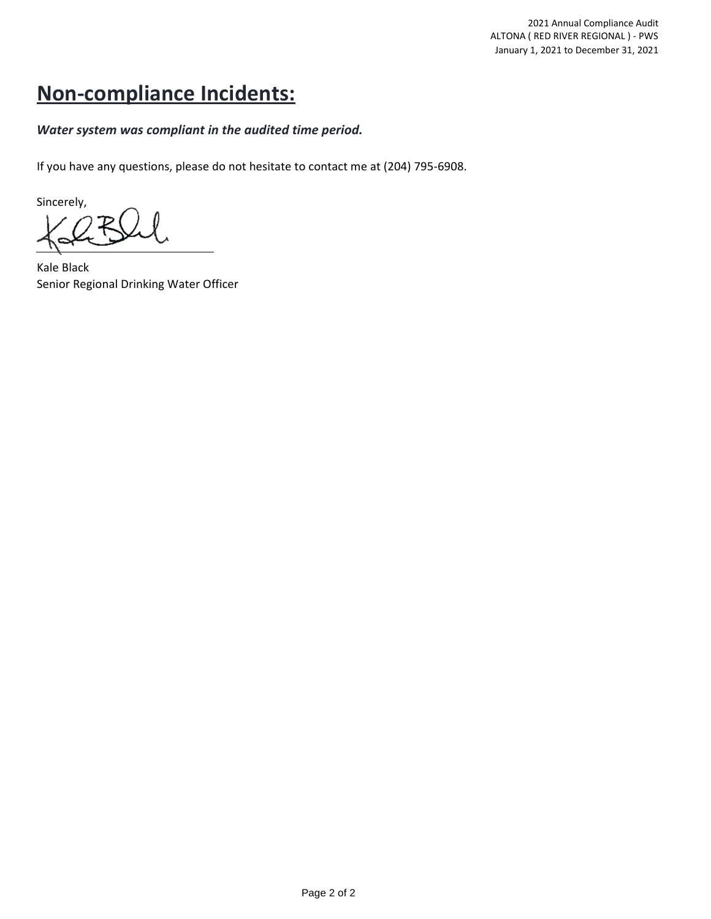# Non-compliance Incidents:

***Water system was compliant in the audited time period.***

If you have any questions, please do not hesitate to contact me at (204) 795-6908.

Sincerely,

Kale Black
Senior Regional Drinking Water Officer